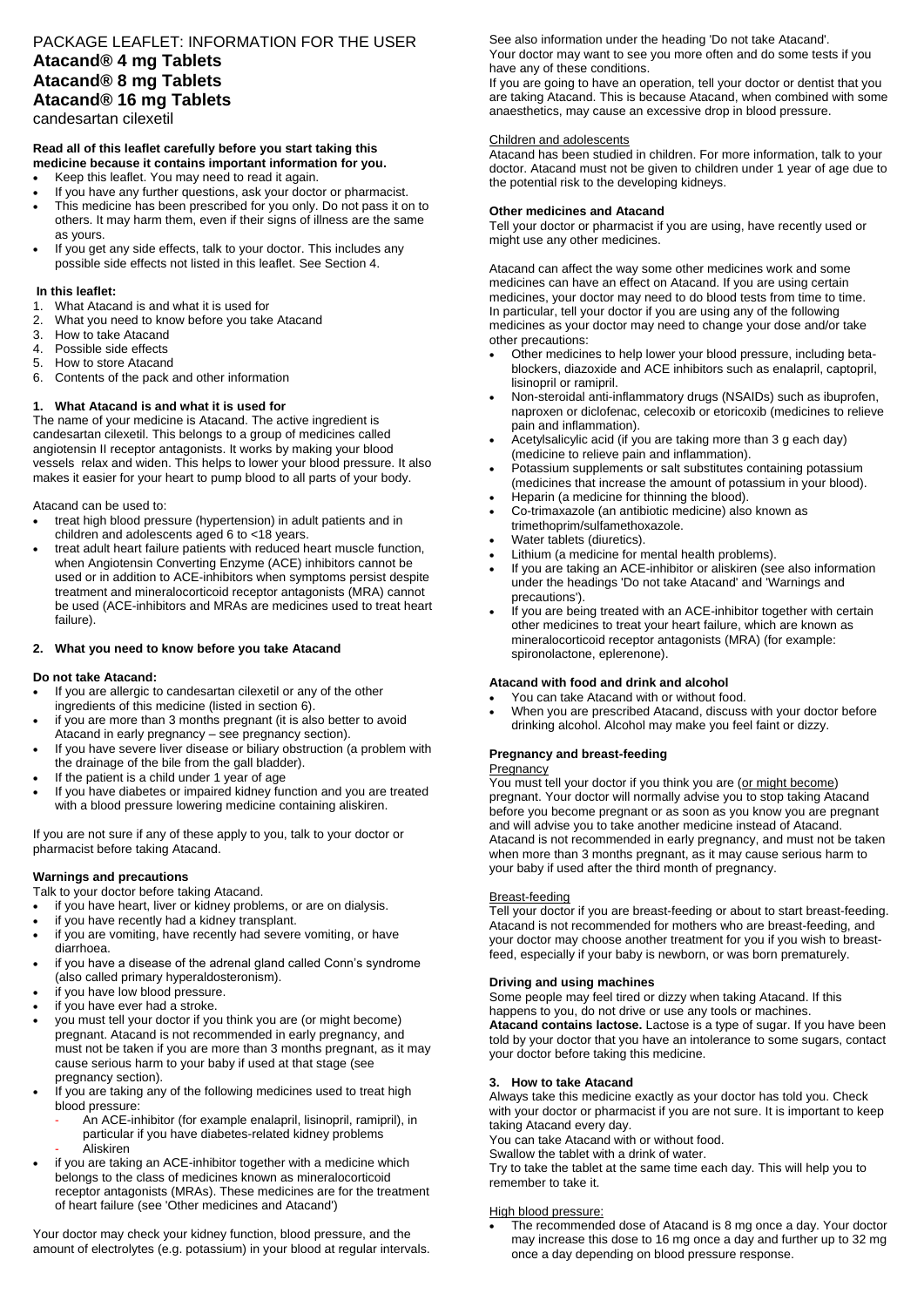# PACKAGE LEAFLET: INFORMATION FOR THE USER

# Atacand® 4 mg Tablets
# Atacand® 8 mg Tablets
# Atacand® 16 mg Tablets

candesartan cilexetil

**Read all of this leaflet carefully before you start taking this medicine because it contains important information for you.**

- Keep this leaflet. You may need to read it again.
- If you have any further questions, ask your doctor or pharmacist.
- This medicine has been prescribed for you only. Do not pass it on to others. It may harm them, even if their signs of illness are the same as yours.
- If you get any side effects, talk to your doctor. This includes any possible side effects not listed in this leaflet. See Section 4.

**In this leaflet:**

1. What Atacand is and what it is used for
2. What you need to know before you take Atacand
3. How to take Atacand
4. Possible side effects
5. How to store Atacand
6. Contents of the pack and other information

## 1. What Atacand is and what it is used for

The name of your medicine is Atacand. The active ingredient is candesartan cilexetil. This belongs to a group of medicines called angiotensin II receptor antagonists. It works by making your blood vessels relax and widen. This helps to lower your blood pressure. It also makes it easier for your heart to pump blood to all parts of your body.

Atacand can be used to:

- treat high blood pressure (hypertension) in adult patients and in children and adolescents aged 6 to <18 years.
- treat adult heart failure patients with reduced heart muscle function, when Angiotensin Converting Enzyme (ACE) inhibitors cannot be used or in addition to ACE-inhibitors when symptoms persist despite treatment and mineralocorticoid receptor antagonists (MRA) cannot be used (ACE-inhibitors and MRAs are medicines used to treat heart failure).

## 2. What you need to know before you take Atacand

**Do not take Atacand:**

- If you are allergic to candesartan cilexetil or any of the other ingredients of this medicine (listed in section 6).
- if you are more than 3 months pregnant (it is also better to avoid Atacand in early pregnancy – see pregnancy section).
- If you have severe liver disease or biliary obstruction (a problem with the drainage of the bile from the gall bladder).
- If the patient is a child under 1 year of age
- If you have diabetes or impaired kidney function and you are treated with a blood pressure lowering medicine containing aliskiren.

If you are not sure if any of these apply to you, talk to your doctor or pharmacist before taking Atacand.

**Warnings and precautions**

Talk to your doctor before taking Atacand.

- if you have heart, liver or kidney problems, or are on dialysis.
- if you have recently had a kidney transplant.
- if you are vomiting, have recently had severe vomiting, or have diarrhoea.
- if you have a disease of the adrenal gland called Conn's syndrome (also called primary hyperaldosteronism).
- if you have low blood pressure.
- if you have ever had a stroke.
- you must tell your doctor if you think you are (or might become) pregnant. Atacand is not recommended in early pregnancy, and must not be taken if you are more than 3 months pregnant, as it may cause serious harm to your baby if used at that stage (see pregnancy section).
- If you are taking any of the following medicines used to treat high blood pressure:
  - An ACE-inhibitor (for example enalapril, lisinopril, ramipril), in particular if you have diabetes-related kidney problems
  - Aliskiren
- if you are taking an ACE-inhibitor together with a medicine which belongs to the class of medicines known as mineralocorticoid receptor antagonists (MRAs). These medicines are for the treatment of heart failure (see 'Other medicines and Atacand')

Your doctor may check your kidney function, blood pressure, and the amount of electrolytes (e.g. potassium) in your blood at regular intervals.

See also information under the heading 'Do not take Atacand'.
Your doctor may want to see you more often and do some tests if you have any of these conditions.

If you are going to have an operation, tell your doctor or dentist that you are taking Atacand. This is because Atacand, when combined with some anaesthetics, may cause an excessive drop in blood pressure.

Children and adolescents

Atacand has been studied in children. For more information, talk to your doctor. Atacand must not be given to children under 1 year of age due to the potential risk to the developing kidneys.

**Other medicines and Atacand**

Tell your doctor or pharmacist if you are using, have recently used or might use any other medicines.

Atacand can affect the way some other medicines work and some medicines can have an effect on Atacand. If you are using certain medicines, your doctor may need to do blood tests from time to time. In particular, tell your doctor if you are using any of the following medicines as your doctor may need to change your dose and/or take other precautions:

- Other medicines to help lower your blood pressure, including beta-blockers, diazoxide and ACE inhibitors such as enalapril, captopril, lisinopril or ramipril.
- Non-steroidal anti-inflammatory drugs (NSAIDs) such as ibuprofen, naproxen or diclofenac, celecoxib or etoricoxib (medicines to relieve pain and inflammation).
- Acetylsalicylic acid (if you are taking more than 3 g each day) (medicine to relieve pain and inflammation).
- Potassium supplements or salt substitutes containing potassium (medicines that increase the amount of potassium in your blood).
- Heparin (a medicine for thinning the blood).
- Co-trimaxazole (an antibiotic medicine) also known as trimethoprim/sulfamethoxazole.
- Water tablets (diuretics).
- Lithium (a medicine for mental health problems).
- If you are taking an ACE-inhibitor or aliskiren (see also information under the headings 'Do not take Atacand' and 'Warnings and precautions').
- If you are being treated with an ACE-inhibitor together with certain other medicines to treat your heart failure, which are known as mineralocorticoid receptor antagonists (MRA) (for example: spironolactone, eplerenone).

**Atacand with food and drink and alcohol**

- You can take Atacand with or without food.
- When you are prescribed Atacand, discuss with your doctor before drinking alcohol. Alcohol may make you feel faint or dizzy.

**Pregnancy and breast-feeding**

Pregnancy

You must tell your doctor if you think you are (or might become) pregnant. Your doctor will normally advise you to stop taking Atacand before you become pregnant or as soon as you know you are pregnant and will advise you to take another medicine instead of Atacand. Atacand is not recommended in early pregnancy, and must not be taken when more than 3 months pregnant, as it may cause serious harm to your baby if used after the third month of pregnancy.

Breast-feeding

Tell your doctor if you are breast-feeding or about to start breast-feeding. Atacand is not recommended for mothers who are breast-feeding, and your doctor may choose another treatment for you if you wish to breast-feed, especially if your baby is newborn, or was born prematurely.

**Driving and using machines**

Some people may feel tired or dizzy when taking Atacand. If this happens to you, do not drive or use any tools or machines.

**Atacand contains lactose.** Lactose is a type of sugar. If you have been told by your doctor that you have an intolerance to some sugars, contact your doctor before taking this medicine.

## 3. How to take Atacand

Always take this medicine exactly as your doctor has told you. Check with your doctor or pharmacist if you are not sure. It is important to keep taking Atacand every day.

You can take Atacand with or without food.

Swallow the tablet with a drink of water.

Try to take the tablet at the same time each day. This will help you to remember to take it.

High blood pressure:

- The recommended dose of Atacand is 8 mg once a day. Your doctor may increase this dose to 16 mg once a day and further up to 32 mg once a day depending on blood pressure response.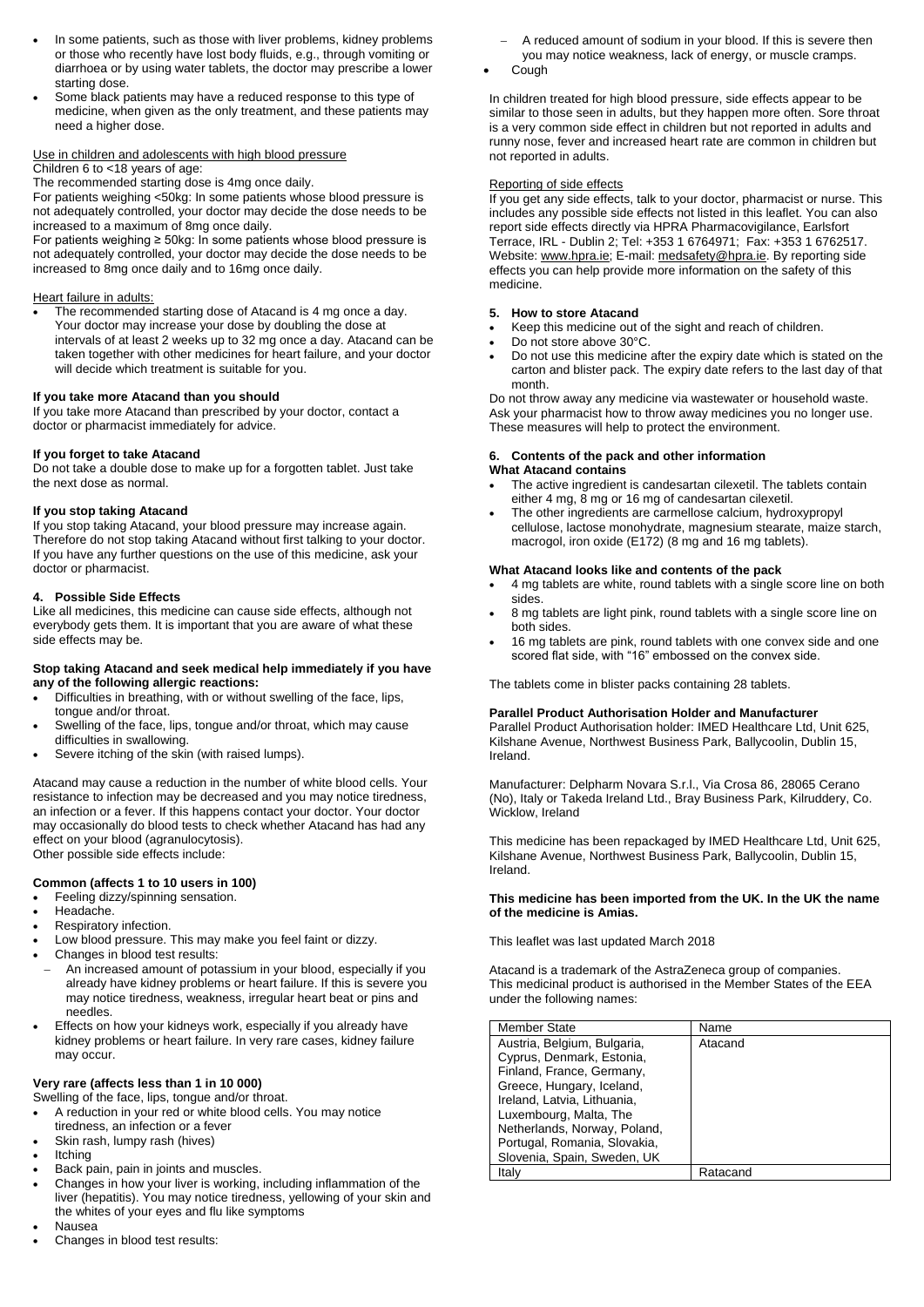- In some patients, such as those with liver problems, kidney problems or those who recently have lost body fluids, e.g., through vomiting or diarrhoea or by using water tablets, the doctor may prescribe a lower starting dose.
- Some black patients may have a reduced response to this type of medicine, when given as the only treatment, and these patients may need a higher dose.

Use in children and adolescents with high blood pressure

Children 6 to <18 years of age:

The recommended starting dose is 4mg once daily.

For patients weighing <50kg: In some patients whose blood pressure is not adequately controlled, your doctor may decide the dose needs to be increased to a maximum of 8mg once daily.

For patients weighing ≥ 50kg: In some patients whose blood pressure is not adequately controlled, your doctor may decide the dose needs to be increased to 8mg once daily and to 16mg once daily.

Heart failure in adults:

- The recommended starting dose of Atacand is 4 mg once a day. Your doctor may increase your dose by doubling the dose at intervals of at least 2 weeks up to 32 mg once a day. Atacand can be taken together with other medicines for heart failure, and your doctor will decide which treatment is suitable for you.

**If you take more Atacand than you should**

If you take more Atacand than prescribed by your doctor, contact a doctor or pharmacist immediately for advice.

**If you forget to take Atacand**

Do not take a double dose to make up for a forgotten tablet. Just take the next dose as normal.

**If you stop taking Atacand**

If you stop taking Atacand, your blood pressure may increase again. Therefore do not stop taking Atacand without first talking to your doctor. If you have any further questions on the use of this medicine, ask your doctor or pharmacist.

## 4. Possible Side Effects

Like all medicines, this medicine can cause side effects, although not everybody gets them. It is important that you are aware of what these side effects may be.

**Stop taking Atacand and seek medical help immediately if you have any of the following allergic reactions:**

- Difficulties in breathing, with or without swelling of the face, lips, tongue and/or throat.
- Swelling of the face, lips, tongue and/or throat, which may cause difficulties in swallowing.
- Severe itching of the skin (with raised lumps).

Atacand may cause a reduction in the number of white blood cells. Your resistance to infection may be decreased and you may notice tiredness, an infection or a fever. If this happens contact your doctor. Your doctor may occasionally do blood tests to check whether Atacand has had any effect on your blood (agranulocytosis).

Other possible side effects include:

**Common (affects 1 to 10 users in 100)**

- Feeling dizzy/spinning sensation.
- Headache.
- Respiratory infection.
- Low blood pressure. This may make you feel faint or dizzy.
- Changes in blood test results:
  - An increased amount of potassium in your blood, especially if you already have kidney problems or heart failure. If this is severe you may notice tiredness, weakness, irregular heart beat or pins and needles.
- Effects on how your kidneys work, especially if you already have kidney problems or heart failure. In very rare cases, kidney failure may occur.

**Very rare (affects less than 1 in 10 000)**

Swelling of the face, lips, tongue and/or throat.

- A reduction in your red or white blood cells. You may notice tiredness, an infection or a fever
- Skin rash, lumpy rash (hives)
- Itching
- Back pain, pain in joints and muscles.
- Changes in how your liver is working, including inflammation of the liver (hepatitis). You may notice tiredness, yellowing of your skin and the whites of your eyes and flu like symptoms
- Nausea
- Changes in blood test results:
  - A reduced amount of sodium in your blood. If this is severe then you may notice weakness, lack of energy, or muscle cramps.
- Cough

In children treated for high blood pressure, side effects appear to be similar to those seen in adults, but they happen more often. Sore throat is a very common side effect in children but not reported in adults and runny nose, fever and increased heart rate are common in children but not reported in adults.

Reporting of side effects

If you get any side effects, talk to your doctor, pharmacist or nurse. This includes any possible side effects not listed in this leaflet. You can also report side effects directly via HPRA Pharmacovigilance, Earlsfort Terrace, IRL - Dublin 2; Tel: +353 1 6764971; Fax: +353 1 6762517. Website: www.hpra.ie; E-mail: medsafety@hpra.ie. By reporting side effects you can help provide more information on the safety of this medicine.

## 5. How to store Atacand

- Keep this medicine out of the sight and reach of children.
- Do not store above 30°C.
- Do not use this medicine after the expiry date which is stated on the carton and blister pack. The expiry date refers to the last day of that month.

Do not throw away any medicine via wastewater or household waste. Ask your pharmacist how to throw away medicines you no longer use. These measures will help to protect the environment.

## 6. Contents of the pack and other information

**What Atacand contains**

- The active ingredient is candesartan cilexetil. The tablets contain either 4 mg, 8 mg or 16 mg of candesartan cilexetil.
- The other ingredients are carmellose calcium, hydroxypropyl cellulose, lactose monohydrate, magnesium stearate, maize starch, macrogol, iron oxide (E172) (8 mg and 16 mg tablets).

**What Atacand looks like and contents of the pack**

- 4 mg tablets are white, round tablets with a single score line on both sides.
- 8 mg tablets are light pink, round tablets with a single score line on both sides.
- 16 mg tablets are pink, round tablets with one convex side and one scored flat side, with "16" embossed on the convex side.

The tablets come in blister packs containing 28 tablets.

**Parallel Product Authorisation Holder and Manufacturer**

Parallel Product Authorisation holder: IMED Healthcare Ltd, Unit 625, Kilshane Avenue, Northwest Business Park, Ballycoolin, Dublin 15, Ireland.

Manufacturer: Delpharm Novara S.r.l., Via Crosa 86, 28065 Cerano (No), Italy or Takeda Ireland Ltd., Bray Business Park, Kilruddery, Co. Wicklow, Ireland

This medicine has been repackaged by IMED Healthcare Ltd, Unit 625, Kilshane Avenue, Northwest Business Park, Ballycoolin, Dublin 15, Ireland.

**This medicine has been imported from the UK. In the UK the name of the medicine is Amias.**

This leaflet was last updated March 2018

Atacand is a trademark of the AstraZeneca group of companies.

This medicinal product is authorised in the Member States of the EEA under the following names:

| Member State | Name |
|---|---|
| Austria, Belgium, Bulgaria, Cyprus, Denmark, Estonia, Finland, France, Germany, Greece, Hungary, Iceland, Ireland, Latvia, Lithuania, Luxembourg, Malta, The Netherlands, Norway, Poland, Portugal, Romania, Slovakia, Slovenia, Spain, Sweden, UK | Atacand |
| Italy | Ratacand |